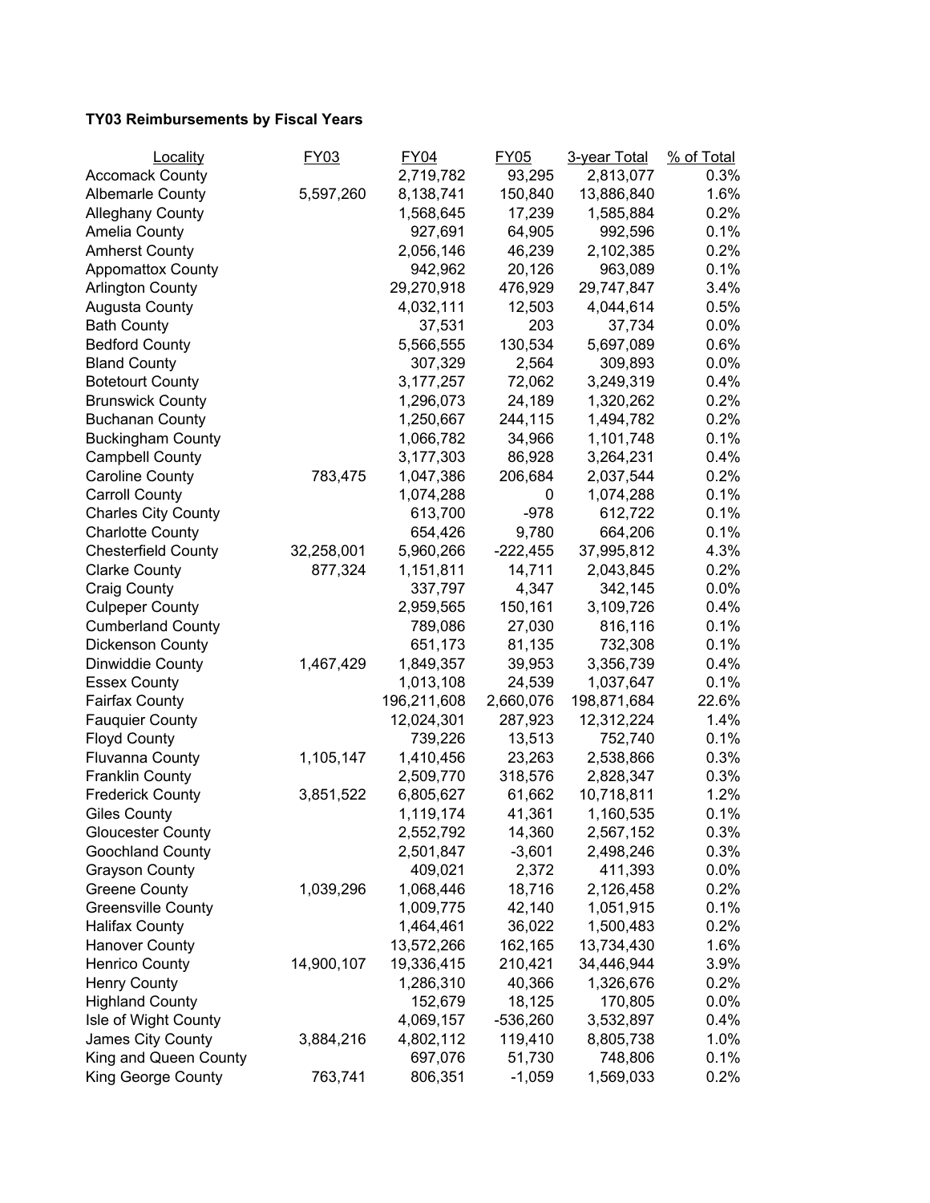**TY03 Reimbursements by Fiscal Years**

| Locality | FY03 | FY04 | FY05 | 3-year Total | % of Total |
|---|---|---|---|---|---|
| Accomack County | | 2,719,782 | 93,295 | 2,813,077 | 0.3% |
| Albemarle County | 5,597,260 | 8,138,741 | 150,840 | 13,886,840 | 1.6% |
| Alleghany County | | 1,568,645 | 17,239 | 1,585,884 | 0.2% |
| Amelia County | | 927,691 | 64,905 | 992,596 | 0.1% |
| Amherst County | | 2,056,146 | 46,239 | 2,102,385 | 0.2% |
| Appomattox County | | 942,962 | 20,126 | 963,089 | 0.1% |
| Arlington County | | 29,270,918 | 476,929 | 29,747,847 | 3.4% |
| Augusta County | | 4,032,111 | 12,503 | 4,044,614 | 0.5% |
| Bath County | | 37,531 | 203 | 37,734 | 0.0% |
| Bedford County | | 5,566,555 | 130,534 | 5,697,089 | 0.6% |
| Bland County | | 307,329 | 2,564 | 309,893 | 0.0% |
| Botetourt County | | 3,177,257 | 72,062 | 3,249,319 | 0.4% |
| Brunswick County | | 1,296,073 | 24,189 | 1,320,262 | 0.2% |
| Buchanan County | | 1,250,667 | 244,115 | 1,494,782 | 0.2% |
| Buckingham County | | 1,066,782 | 34,966 | 1,101,748 | 0.1% |
| Campbell County | | 3,177,303 | 86,928 | 3,264,231 | 0.4% |
| Caroline County | 783,475 | 1,047,386 | 206,684 | 2,037,544 | 0.2% |
| Carroll County | | 1,074,288 | 0 | 1,074,288 | 0.1% |
| Charles City County | | 613,700 | -978 | 612,722 | 0.1% |
| Charlotte County | | 654,426 | 9,780 | 664,206 | 0.1% |
| Chesterfield County | 32,258,001 | 5,960,266 | -222,455 | 37,995,812 | 4.3% |
| Clarke County | 877,324 | 1,151,811 | 14,711 | 2,043,845 | 0.2% |
| Craig County | | 337,797 | 4,347 | 342,145 | 0.0% |
| Culpeper County | | 2,959,565 | 150,161 | 3,109,726 | 0.4% |
| Cumberland County | | 789,086 | 27,030 | 816,116 | 0.1% |
| Dickenson County | | 651,173 | 81,135 | 732,308 | 0.1% |
| Dinwiddie County | 1,467,429 | 1,849,357 | 39,953 | 3,356,739 | 0.4% |
| Essex County | | 1,013,108 | 24,539 | 1,037,647 | 0.1% |
| Fairfax County | | 196,211,608 | 2,660,076 | 198,871,684 | 22.6% |
| Fauquier County | | 12,024,301 | 287,923 | 12,312,224 | 1.4% |
| Floyd County | | 739,226 | 13,513 | 752,740 | 0.1% |
| Fluvanna County | 1,105,147 | 1,410,456 | 23,263 | 2,538,866 | 0.3% |
| Franklin County | | 2,509,770 | 318,576 | 2,828,347 | 0.3% |
| Frederick County | 3,851,522 | 6,805,627 | 61,662 | 10,718,811 | 1.2% |
| Giles County | | 1,119,174 | 41,361 | 1,160,535 | 0.1% |
| Gloucester County | | 2,552,792 | 14,360 | 2,567,152 | 0.3% |
| Goochland County | | 2,501,847 | -3,601 | 2,498,246 | 0.3% |
| Grayson County | | 409,021 | 2,372 | 411,393 | 0.0% |
| Greene County | 1,039,296 | 1,068,446 | 18,716 | 2,126,458 | 0.2% |
| Greensville County | | 1,009,775 | 42,140 | 1,051,915 | 0.1% |
| Halifax County | | 1,464,461 | 36,022 | 1,500,483 | 0.2% |
| Hanover County | | 13,572,266 | 162,165 | 13,734,430 | 1.6% |
| Henrico County | 14,900,107 | 19,336,415 | 210,421 | 34,446,944 | 3.9% |
| Henry County | | 1,286,310 | 40,366 | 1,326,676 | 0.2% |
| Highland County | | 152,679 | 18,125 | 170,805 | 0.0% |
| Isle of Wight County | | 4,069,157 | -536,260 | 3,532,897 | 0.4% |
| James City County | 3,884,216 | 4,802,112 | 119,410 | 8,805,738 | 1.0% |
| King and Queen County | | 697,076 | 51,730 | 748,806 | 0.1% |
| King George County | 763,741 | 806,351 | -1,059 | 1,569,033 | 0.2% |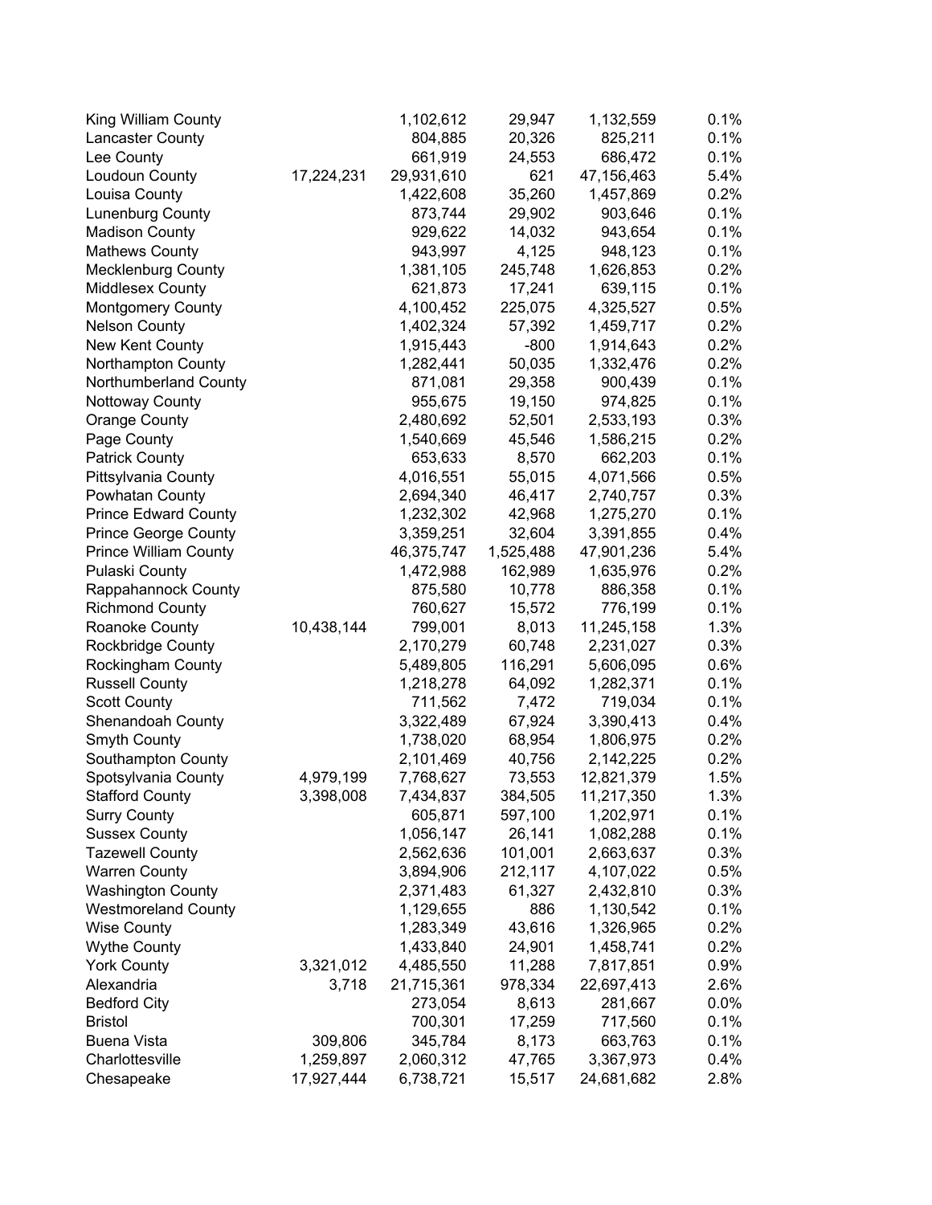| | | | | | |
|---|---|---|---|---|---|
| King William County | | 1,102,612 | 29,947 | 1,132,559 | 0.1% |
| Lancaster County | | 804,885 | 20,326 | 825,211 | 0.1% |
| Lee County | | 661,919 | 24,553 | 686,472 | 0.1% |
| Loudoun County | 17,224,231 | 29,931,610 | 621 | 47,156,463 | 5.4% |
| Louisa County | | 1,422,608 | 35,260 | 1,457,869 | 0.2% |
| Lunenburg County | | 873,744 | 29,902 | 903,646 | 0.1% |
| Madison County | | 929,622 | 14,032 | 943,654 | 0.1% |
| Mathews County | | 943,997 | 4,125 | 948,123 | 0.1% |
| Mecklenburg County | | 1,381,105 | 245,748 | 1,626,853 | 0.2% |
| Middlesex County | | 621,873 | 17,241 | 639,115 | 0.1% |
| Montgomery County | | 4,100,452 | 225,075 | 4,325,527 | 0.5% |
| Nelson County | | 1,402,324 | 57,392 | 1,459,717 | 0.2% |
| New Kent County | | 1,915,443 | -800 | 1,914,643 | 0.2% |
| Northampton County | | 1,282,441 | 50,035 | 1,332,476 | 0.2% |
| Northumberland County | | 871,081 | 29,358 | 900,439 | 0.1% |
| Nottoway County | | 955,675 | 19,150 | 974,825 | 0.1% |
| Orange County | | 2,480,692 | 52,501 | 2,533,193 | 0.3% |
| Page County | | 1,540,669 | 45,546 | 1,586,215 | 0.2% |
| Patrick County | | 653,633 | 8,570 | 662,203 | 0.1% |
| Pittsylvania County | | 4,016,551 | 55,015 | 4,071,566 | 0.5% |
| Powhatan County | | 2,694,340 | 46,417 | 2,740,757 | 0.3% |
| Prince Edward County | | 1,232,302 | 42,968 | 1,275,270 | 0.1% |
| Prince George County | | 3,359,251 | 32,604 | 3,391,855 | 0.4% |
| Prince William County | | 46,375,747 | 1,525,488 | 47,901,236 | 5.4% |
| Pulaski County | | 1,472,988 | 162,989 | 1,635,976 | 0.2% |
| Rappahannock County | | 875,580 | 10,778 | 886,358 | 0.1% |
| Richmond County | | 760,627 | 15,572 | 776,199 | 0.1% |
| Roanoke County | 10,438,144 | 799,001 | 8,013 | 11,245,158 | 1.3% |
| Rockbridge County | | 2,170,279 | 60,748 | 2,231,027 | 0.3% |
| Rockingham County | | 5,489,805 | 116,291 | 5,606,095 | 0.6% |
| Russell County | | 1,218,278 | 64,092 | 1,282,371 | 0.1% |
| Scott County | | 711,562 | 7,472 | 719,034 | 0.1% |
| Shenandoah County | | 3,322,489 | 67,924 | 3,390,413 | 0.4% |
| Smyth County | | 1,738,020 | 68,954 | 1,806,975 | 0.2% |
| Southampton County | | 2,101,469 | 40,756 | 2,142,225 | 0.2% |
| Spotsylvania County | 4,979,199 | 7,768,627 | 73,553 | 12,821,379 | 1.5% |
| Stafford County | 3,398,008 | 7,434,837 | 384,505 | 11,217,350 | 1.3% |
| Surry County | | 605,871 | 597,100 | 1,202,971 | 0.1% |
| Sussex County | | 1,056,147 | 26,141 | 1,082,288 | 0.1% |
| Tazewell County | | 2,562,636 | 101,001 | 2,663,637 | 0.3% |
| Warren County | | 3,894,906 | 212,117 | 4,107,022 | 0.5% |
| Washington County | | 2,371,483 | 61,327 | 2,432,810 | 0.3% |
| Westmoreland County | | 1,129,655 | 886 | 1,130,542 | 0.1% |
| Wise County | | 1,283,349 | 43,616 | 1,326,965 | 0.2% |
| Wythe County | | 1,433,840 | 24,901 | 1,458,741 | 0.2% |
| York County | 3,321,012 | 4,485,550 | 11,288 | 7,817,851 | 0.9% |
| Alexandria | 3,718 | 21,715,361 | 978,334 | 22,697,413 | 2.6% |
| Bedford City | | 273,054 | 8,613 | 281,667 | 0.0% |
| Bristol | | 700,301 | 17,259 | 717,560 | 0.1% |
| Buena Vista | 309,806 | 345,784 | 8,173 | 663,763 | 0.1% |
| Charlottesville | 1,259,897 | 2,060,312 | 47,765 | 3,367,973 | 0.4% |
| Chesapeake | 17,927,444 | 6,738,721 | 15,517 | 24,681,682 | 2.8% |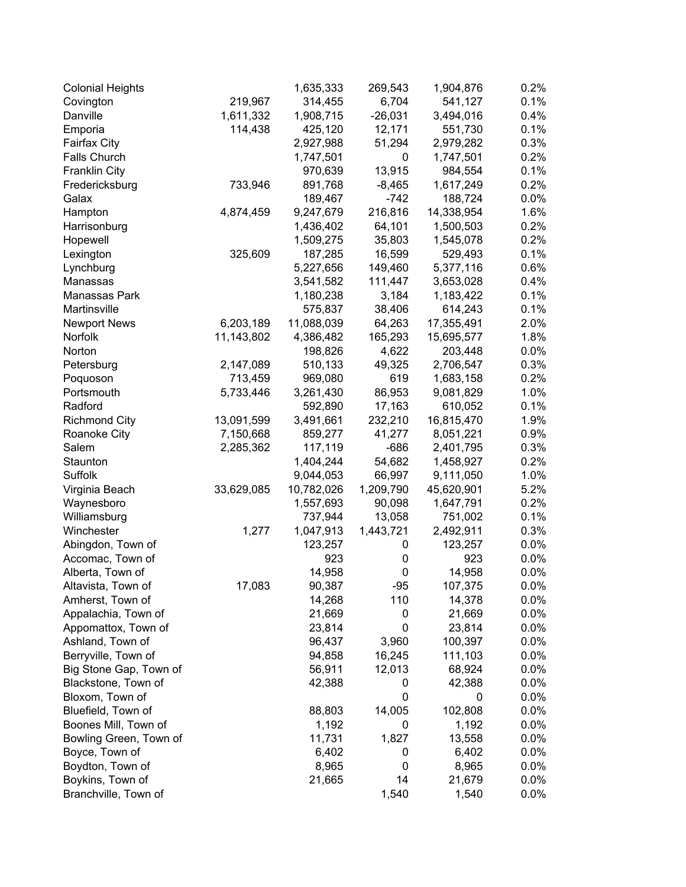| | | | | | |
|---|---|---|---|---|---|
| Colonial Heights | | 1,635,333 | 269,543 | 1,904,876 | 0.2% |
| Covington | 219,967 | 314,455 | 6,704 | 541,127 | 0.1% |
| Danville | 1,611,332 | 1,908,715 | -26,031 | 3,494,016 | 0.4% |
| Emporia | 114,438 | 425,120 | 12,171 | 551,730 | 0.1% |
| Fairfax City | | 2,927,988 | 51,294 | 2,979,282 | 0.3% |
| Falls Church | | 1,747,501 | 0 | 1,747,501 | 0.2% |
| Franklin City | | 970,639 | 13,915 | 984,554 | 0.1% |
| Fredericksburg | 733,946 | 891,768 | -8,465 | 1,617,249 | 0.2% |
| Galax | | 189,467 | -742 | 188,724 | 0.0% |
| Hampton | 4,874,459 | 9,247,679 | 216,816 | 14,338,954 | 1.6% |
| Harrisonburg | | 1,436,402 | 64,101 | 1,500,503 | 0.2% |
| Hopewell | | 1,509,275 | 35,803 | 1,545,078 | 0.2% |
| Lexington | 325,609 | 187,285 | 16,599 | 529,493 | 0.1% |
| Lynchburg | | 5,227,656 | 149,460 | 5,377,116 | 0.6% |
| Manassas | | 3,541,582 | 111,447 | 3,653,028 | 0.4% |
| Manassas Park | | 1,180,238 | 3,184 | 1,183,422 | 0.1% |
| Martinsville | | 575,837 | 38,406 | 614,243 | 0.1% |
| Newport News | 6,203,189 | 11,088,039 | 64,263 | 17,355,491 | 2.0% |
| Norfolk | 11,143,802 | 4,386,482 | 165,293 | 15,695,577 | 1.8% |
| Norton | | 198,826 | 4,622 | 203,448 | 0.0% |
| Petersburg | 2,147,089 | 510,133 | 49,325 | 2,706,547 | 0.3% |
| Poquoson | 713,459 | 969,080 | 619 | 1,683,158 | 0.2% |
| Portsmouth | 5,733,446 | 3,261,430 | 86,953 | 9,081,829 | 1.0% |
| Radford | | 592,890 | 17,163 | 610,052 | 0.1% |
| Richmond City | 13,091,599 | 3,491,661 | 232,210 | 16,815,470 | 1.9% |
| Roanoke City | 7,150,668 | 859,277 | 41,277 | 8,051,221 | 0.9% |
| Salem | 2,285,362 | 117,119 | -686 | 2,401,795 | 0.3% |
| Staunton | | 1,404,244 | 54,682 | 1,458,927 | 0.2% |
| Suffolk | | 9,044,053 | 66,997 | 9,111,050 | 1.0% |
| Virginia Beach | 33,629,085 | 10,782,026 | 1,209,790 | 45,620,901 | 5.2% |
| Waynesboro | | 1,557,693 | 90,098 | 1,647,791 | 0.2% |
| Williamsburg | | 737,944 | 13,058 | 751,002 | 0.1% |
| Winchester | 1,277 | 1,047,913 | 1,443,721 | 2,492,911 | 0.3% |
| Abingdon, Town of | | 123,257 | 0 | 123,257 | 0.0% |
| Accomac, Town of | | 923 | 0 | 923 | 0.0% |
| Alberta, Town of | | 14,958 | 0 | 14,958 | 0.0% |
| Altavista, Town of | 17,083 | 90,387 | -95 | 107,375 | 0.0% |
| Amherst, Town of | | 14,268 | 110 | 14,378 | 0.0% |
| Appalachia, Town of | | 21,669 | 0 | 21,669 | 0.0% |
| Appomattox, Town of | | 23,814 | 0 | 23,814 | 0.0% |
| Ashland, Town of | | 96,437 | 3,960 | 100,397 | 0.0% |
| Berryville, Town of | | 94,858 | 16,245 | 111,103 | 0.0% |
| Big Stone Gap, Town of | | 56,911 | 12,013 | 68,924 | 0.0% |
| Blackstone, Town of | | 42,388 | 0 | 42,388 | 0.0% |
| Bloxom, Town of | | | 0 | 0 | 0.0% |
| Bluefield, Town of | | 88,803 | 14,005 | 102,808 | 0.0% |
| Boones Mill, Town of | | 1,192 | 0 | 1,192 | 0.0% |
| Bowling Green, Town of | | 11,731 | 1,827 | 13,558 | 0.0% |
| Boyce, Town of | | 6,402 | 0 | 6,402 | 0.0% |
| Boydton, Town of | | 8,965 | 0 | 8,965 | 0.0% |
| Boykins, Town of | | 21,665 | 14 | 21,679 | 0.0% |
| Branchville, Town of | | | 1,540 | 1,540 | 0.0% |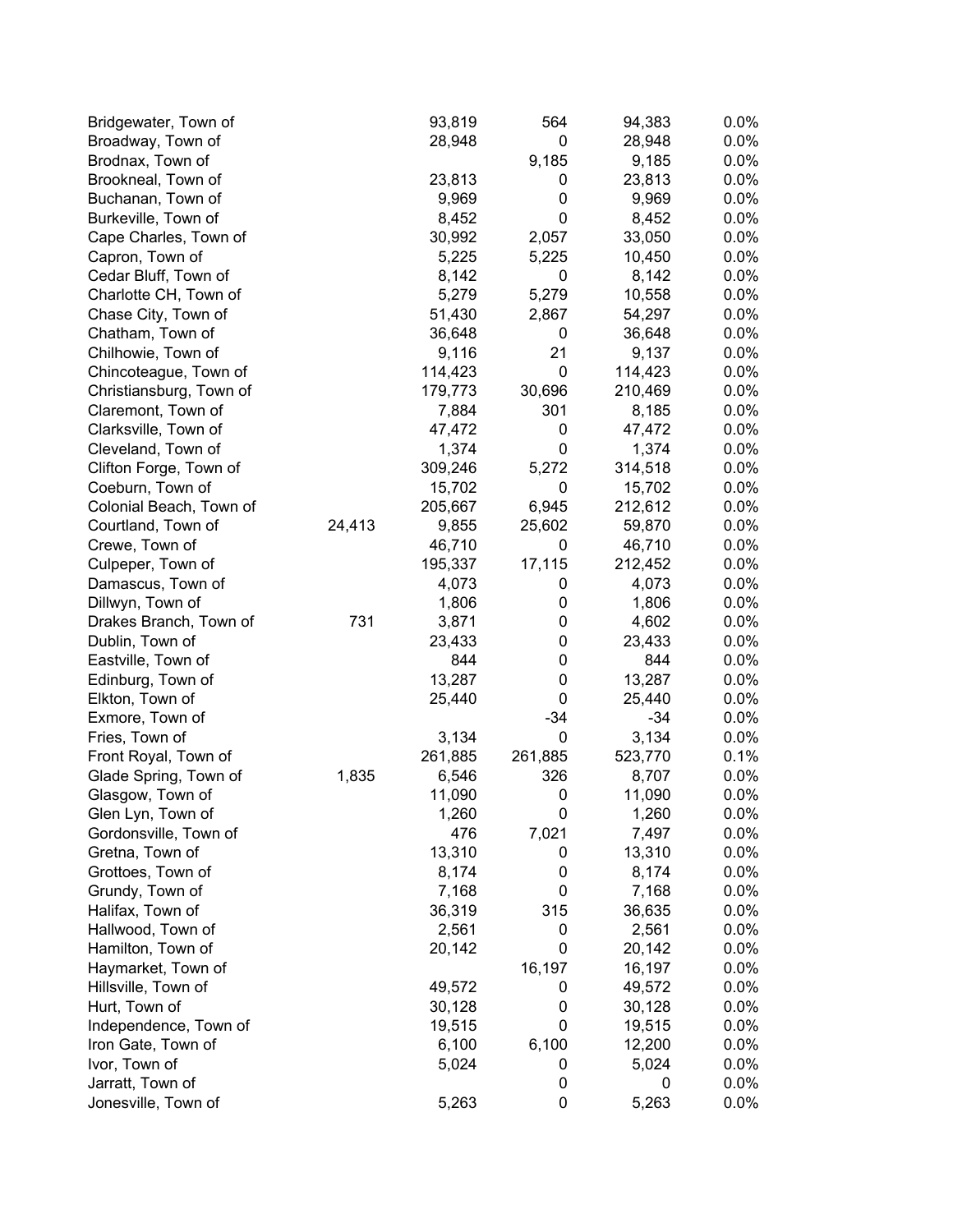| | | | | | |
|---|---|---|---|---|---|
| Bridgewater, Town of | | 93,819 | 564 | 94,383 | 0.0% |
| Broadway, Town of | | 28,948 | 0 | 28,948 | 0.0% |
| Brodnax, Town of | | | 9,185 | 9,185 | 0.0% |
| Brookneal, Town of | | 23,813 | 0 | 23,813 | 0.0% |
| Buchanan, Town of | | 9,969 | 0 | 9,969 | 0.0% |
| Burkeville, Town of | | 8,452 | 0 | 8,452 | 0.0% |
| Cape Charles, Town of | | 30,992 | 2,057 | 33,050 | 0.0% |
| Capron, Town of | | 5,225 | 5,225 | 10,450 | 0.0% |
| Cedar Bluff, Town of | | 8,142 | 0 | 8,142 | 0.0% |
| Charlotte CH, Town of | | 5,279 | 5,279 | 10,558 | 0.0% |
| Chase City, Town of | | 51,430 | 2,867 | 54,297 | 0.0% |
| Chatham, Town of | | 36,648 | 0 | 36,648 | 0.0% |
| Chilhowie, Town of | | 9,116 | 21 | 9,137 | 0.0% |
| Chincoteague, Town of | | 114,423 | 0 | 114,423 | 0.0% |
| Christiansburg, Town of | | 179,773 | 30,696 | 210,469 | 0.0% |
| Claremont, Town of | | 7,884 | 301 | 8,185 | 0.0% |
| Clarksville, Town of | | 47,472 | 0 | 47,472 | 0.0% |
| Cleveland, Town of | | 1,374 | 0 | 1,374 | 0.0% |
| Clifton Forge, Town of | | 309,246 | 5,272 | 314,518 | 0.0% |
| Coeburn, Town of | | 15,702 | 0 | 15,702 | 0.0% |
| Colonial Beach, Town of | | 205,667 | 6,945 | 212,612 | 0.0% |
| Courtland, Town of | 24,413 | 9,855 | 25,602 | 59,870 | 0.0% |
| Crewe, Town of | | 46,710 | 0 | 46,710 | 0.0% |
| Culpeper, Town of | | 195,337 | 17,115 | 212,452 | 0.0% |
| Damascus, Town of | | 4,073 | 0 | 4,073 | 0.0% |
| Dillwyn, Town of | | 1,806 | 0 | 1,806 | 0.0% |
| Drakes Branch, Town of | 731 | 3,871 | 0 | 4,602 | 0.0% |
| Dublin, Town of | | 23,433 | 0 | 23,433 | 0.0% |
| Eastville, Town of | | 844 | 0 | 844 | 0.0% |
| Edinburg, Town of | | 13,287 | 0 | 13,287 | 0.0% |
| Elkton, Town of | | 25,440 | 0 | 25,440 | 0.0% |
| Exmore, Town of | | | -34 | -34 | 0.0% |
| Fries, Town of | | 3,134 | 0 | 3,134 | 0.0% |
| Front Royal, Town of | | 261,885 | 261,885 | 523,770 | 0.1% |
| Glade Spring, Town of | 1,835 | 6,546 | 326 | 8,707 | 0.0% |
| Glasgow, Town of | | 11,090 | 0 | 11,090 | 0.0% |
| Glen Lyn, Town of | | 1,260 | 0 | 1,260 | 0.0% |
| Gordonsville, Town of | | 476 | 7,021 | 7,497 | 0.0% |
| Gretna, Town of | | 13,310 | 0 | 13,310 | 0.0% |
| Grottoes, Town of | | 8,174 | 0 | 8,174 | 0.0% |
| Grundy, Town of | | 7,168 | 0 | 7,168 | 0.0% |
| Halifax, Town of | | 36,319 | 315 | 36,635 | 0.0% |
| Hallwood, Town of | | 2,561 | 0 | 2,561 | 0.0% |
| Hamilton, Town of | | 20,142 | 0 | 20,142 | 0.0% |
| Haymarket, Town of | | | 16,197 | 16,197 | 0.0% |
| Hillsville, Town of | | 49,572 | 0 | 49,572 | 0.0% |
| Hurt, Town of | | 30,128 | 0 | 30,128 | 0.0% |
| Independence, Town of | | 19,515 | 0 | 19,515 | 0.0% |
| Iron Gate, Town of | | 6,100 | 6,100 | 12,200 | 0.0% |
| Ivor, Town of | | 5,024 | 0 | 5,024 | 0.0% |
| Jarratt, Town of | | | 0 | 0 | 0.0% |
| Jonesville, Town of | | 5,263 | 0 | 5,263 | 0.0% |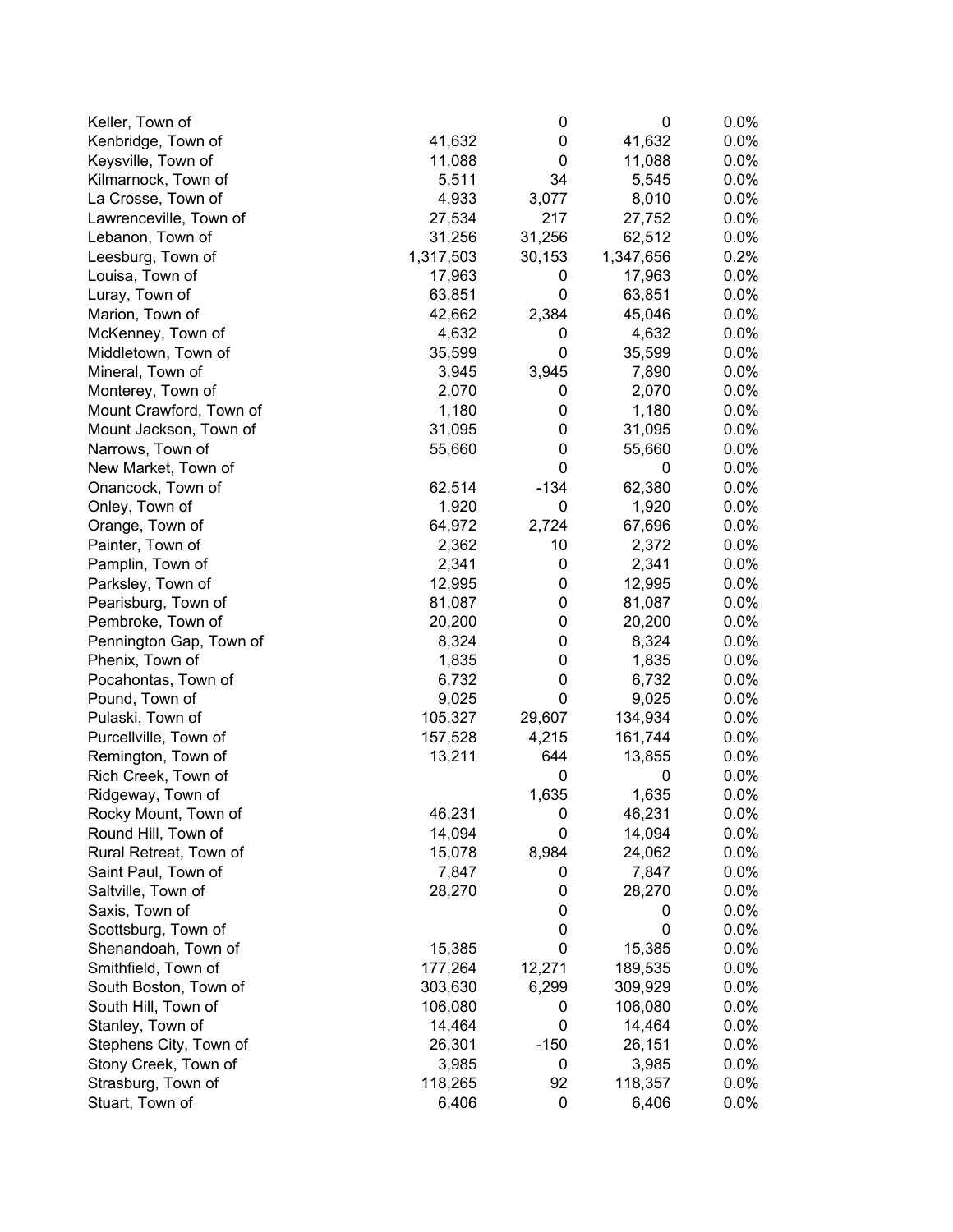| | | | | |
|---|---|---|---|---|
| Keller, Town of | | 0 | 0 | 0.0% |
| Kenbridge, Town of | 41,632 | 0 | 41,632 | 0.0% |
| Keysville, Town of | 11,088 | 0 | 11,088 | 0.0% |
| Kilmarnock, Town of | 5,511 | 34 | 5,545 | 0.0% |
| La Crosse, Town of | 4,933 | 3,077 | 8,010 | 0.0% |
| Lawrenceville, Town of | 27,534 | 217 | 27,752 | 0.0% |
| Lebanon, Town of | 31,256 | 31,256 | 62,512 | 0.0% |
| Leesburg, Town of | 1,317,503 | 30,153 | 1,347,656 | 0.2% |
| Louisa, Town of | 17,963 | 0 | 17,963 | 0.0% |
| Luray, Town of | 63,851 | 0 | 63,851 | 0.0% |
| Marion, Town of | 42,662 | 2,384 | 45,046 | 0.0% |
| McKenney, Town of | 4,632 | 0 | 4,632 | 0.0% |
| Middletown, Town of | 35,599 | 0 | 35,599 | 0.0% |
| Mineral, Town of | 3,945 | 3,945 | 7,890 | 0.0% |
| Monterey, Town of | 2,070 | 0 | 2,070 | 0.0% |
| Mount Crawford, Town of | 1,180 | 0 | 1,180 | 0.0% |
| Mount Jackson, Town of | 31,095 | 0 | 31,095 | 0.0% |
| Narrows, Town of | 55,660 | 0 | 55,660 | 0.0% |
| New Market, Town of | | 0 | 0 | 0.0% |
| Onancock, Town of | 62,514 | -134 | 62,380 | 0.0% |
| Onley, Town of | 1,920 | 0 | 1,920 | 0.0% |
| Orange, Town of | 64,972 | 2,724 | 67,696 | 0.0% |
| Painter, Town of | 2,362 | 10 | 2,372 | 0.0% |
| Pamplin, Town of | 2,341 | 0 | 2,341 | 0.0% |
| Parksley, Town of | 12,995 | 0 | 12,995 | 0.0% |
| Pearisburg, Town of | 81,087 | 0 | 81,087 | 0.0% |
| Pembroke, Town of | 20,200 | 0 | 20,200 | 0.0% |
| Pennington Gap, Town of | 8,324 | 0 | 8,324 | 0.0% |
| Phenix, Town of | 1,835 | 0 | 1,835 | 0.0% |
| Pocahontas, Town of | 6,732 | 0 | 6,732 | 0.0% |
| Pound, Town of | 9,025 | 0 | 9,025 | 0.0% |
| Pulaski, Town of | 105,327 | 29,607 | 134,934 | 0.0% |
| Purcellville, Town of | 157,528 | 4,215 | 161,744 | 0.0% |
| Remington, Town of | 13,211 | 644 | 13,855 | 0.0% |
| Rich Creek, Town of | | 0 | 0 | 0.0% |
| Ridgeway, Town of | | 1,635 | 1,635 | 0.0% |
| Rocky Mount, Town of | 46,231 | 0 | 46,231 | 0.0% |
| Round Hill, Town of | 14,094 | 0 | 14,094 | 0.0% |
| Rural Retreat, Town of | 15,078 | 8,984 | 24,062 | 0.0% |
| Saint Paul, Town of | 7,847 | 0 | 7,847 | 0.0% |
| Saltville, Town of | 28,270 | 0 | 28,270 | 0.0% |
| Saxis, Town of | | 0 | 0 | 0.0% |
| Scottsburg, Town of | | 0 | 0 | 0.0% |
| Shenandoah, Town of | 15,385 | 0 | 15,385 | 0.0% |
| Smithfield, Town of | 177,264 | 12,271 | 189,535 | 0.0% |
| South Boston, Town of | 303,630 | 6,299 | 309,929 | 0.0% |
| South Hill, Town of | 106,080 | 0 | 106,080 | 0.0% |
| Stanley, Town of | 14,464 | 0 | 14,464 | 0.0% |
| Stephens City, Town of | 26,301 | -150 | 26,151 | 0.0% |
| Stony Creek, Town of | 3,985 | 0 | 3,985 | 0.0% |
| Strasburg, Town of | 118,265 | 92 | 118,357 | 0.0% |
| Stuart, Town of | 6,406 | 0 | 6,406 | 0.0% |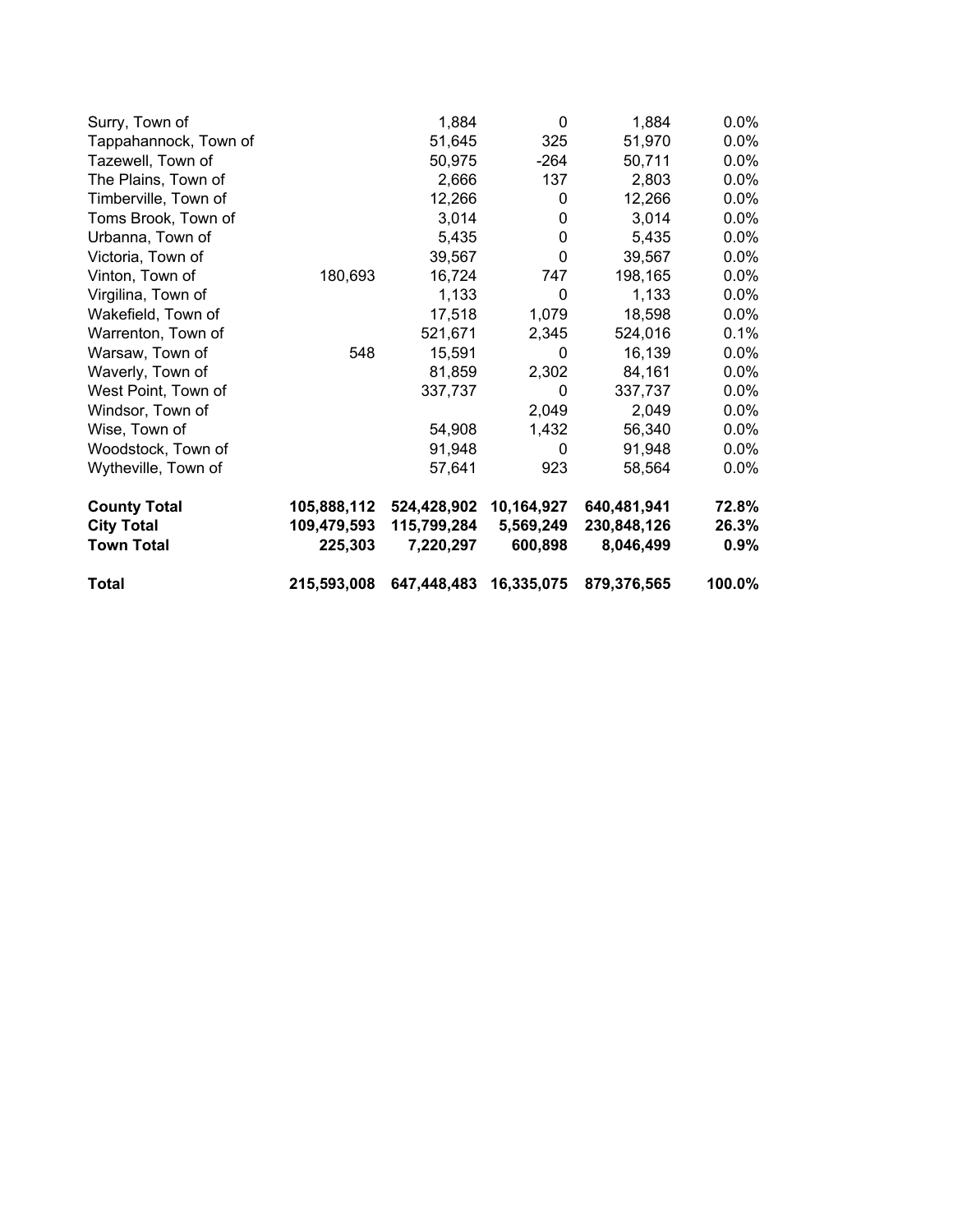| | | | | | |
|---|---|---|---|---|---|
| Surry, Town of | | 1,884 | 0 | 1,884 | 0.0% |
| Tappahannock, Town of | | 51,645 | 325 | 51,970 | 0.0% |
| Tazewell, Town of | | 50,975 | -264 | 50,711 | 0.0% |
| The Plains, Town of | | 2,666 | 137 | 2,803 | 0.0% |
| Timberville, Town of | | 12,266 | 0 | 12,266 | 0.0% |
| Toms Brook, Town of | | 3,014 | 0 | 3,014 | 0.0% |
| Urbanna, Town of | | 5,435 | 0 | 5,435 | 0.0% |
| Victoria, Town of | | 39,567 | 0 | 39,567 | 0.0% |
| Vinton, Town of | 180,693 | 16,724 | 747 | 198,165 | 0.0% |
| Virgilina, Town of | | 1,133 | 0 | 1,133 | 0.0% |
| Wakefield, Town of | | 17,518 | 1,079 | 18,598 | 0.0% |
| Warrenton, Town of | | 521,671 | 2,345 | 524,016 | 0.1% |
| Warsaw, Town of | 548 | 15,591 | 0 | 16,139 | 0.0% |
| Waverly, Town of | | 81,859 | 2,302 | 84,161 | 0.0% |
| West Point, Town of | | 337,737 | 0 | 337,737 | 0.0% |
| Windsor, Town of | | | 2,049 | 2,049 | 0.0% |
| Wise, Town of | | 54,908 | 1,432 | 56,340 | 0.0% |
| Woodstock, Town of | | 91,948 | 0 | 91,948 | 0.0% |
| Wytheville, Town of | | 57,641 | 923 | 58,564 | 0.0% |
| **County Total** | **105,888,112** | **524,428,902** | **10,164,927** | **640,481,941** | **72.8%** |
| **City Total** | **109,479,593** | **115,799,284** | **5,569,249** | **230,848,126** | **26.3%** |
| **Town Total** | **225,303** | **7,220,297** | **600,898** | **8,046,499** | **0.9%** |
| **Total** | **215,593,008** | **647,448,483** | **16,335,075** | **879,376,565** | **100.0%** |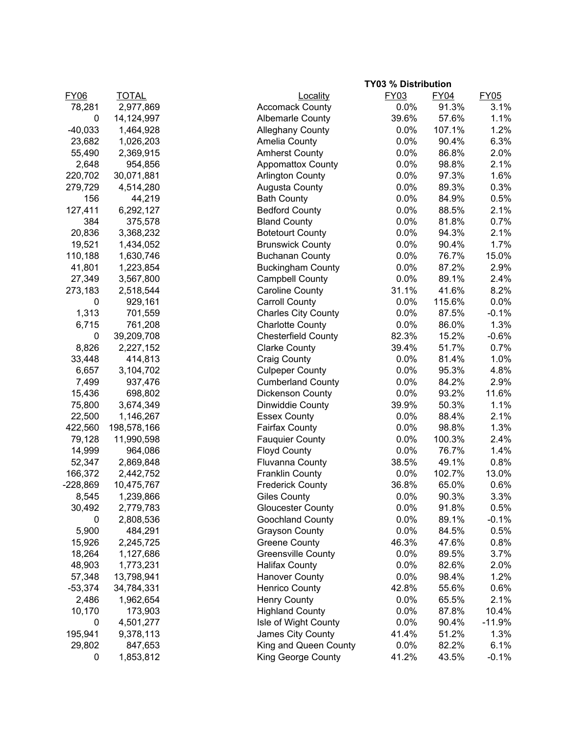| FY06 | TOTAL | Locality | TY03 % Distribution FY03 | FY04 | FY05 |
|---|---|---|---|---|---|
| 78,281 | 2,977,869 | Accomack County | 0.0% | 91.3% | 3.1% |
| 0 | 14,124,997 | Albemarle County | 39.6% | 57.6% | 1.1% |
| -40,033 | 1,464,928 | Alleghany County | 0.0% | 107.1% | 1.2% |
| 23,682 | 1,026,203 | Amelia County | 0.0% | 90.4% | 6.3% |
| 55,490 | 2,369,915 | Amherst County | 0.0% | 86.8% | 2.0% |
| 2,648 | 954,856 | Appomattox County | 0.0% | 98.8% | 2.1% |
| 220,702 | 30,071,881 | Arlington County | 0.0% | 97.3% | 1.6% |
| 279,729 | 4,514,280 | Augusta County | 0.0% | 89.3% | 0.3% |
| 156 | 44,219 | Bath County | 0.0% | 84.9% | 0.5% |
| 127,411 | 6,292,127 | Bedford County | 0.0% | 88.5% | 2.1% |
| 384 | 375,578 | Bland County | 0.0% | 81.8% | 0.7% |
| 20,836 | 3,368,232 | Botetourt County | 0.0% | 94.3% | 2.1% |
| 19,521 | 1,434,052 | Brunswick County | 0.0% | 90.4% | 1.7% |
| 110,188 | 1,630,746 | Buchanan County | 0.0% | 76.7% | 15.0% |
| 41,801 | 1,223,854 | Buckingham County | 0.0% | 87.2% | 2.9% |
| 27,349 | 3,567,800 | Campbell County | 0.0% | 89.1% | 2.4% |
| 273,183 | 2,518,544 | Caroline County | 31.1% | 41.6% | 8.2% |
| 0 | 929,161 | Carroll County | 0.0% | 115.6% | 0.0% |
| 1,313 | 701,559 | Charles City County | 0.0% | 87.5% | -0.1% |
| 6,715 | 761,208 | Charlotte County | 0.0% | 86.0% | 1.3% |
| 0 | 39,209,708 | Chesterfield County | 82.3% | 15.2% | -0.6% |
| 8,826 | 2,227,152 | Clarke County | 39.4% | 51.7% | 0.7% |
| 33,448 | 414,813 | Craig County | 0.0% | 81.4% | 1.0% |
| 6,657 | 3,104,702 | Culpeper County | 0.0% | 95.3% | 4.8% |
| 7,499 | 937,476 | Cumberland County | 0.0% | 84.2% | 2.9% |
| 15,436 | 698,802 | Dickenson County | 0.0% | 93.2% | 11.6% |
| 75,800 | 3,674,349 | Dinwiddie County | 39.9% | 50.3% | 1.1% |
| 22,500 | 1,146,267 | Essex County | 0.0% | 88.4% | 2.1% |
| 422,560 | 198,578,166 | Fairfax County | 0.0% | 98.8% | 1.3% |
| 79,128 | 11,990,598 | Fauquier County | 0.0% | 100.3% | 2.4% |
| 14,999 | 964,086 | Floyd County | 0.0% | 76.7% | 1.4% |
| 52,347 | 2,869,848 | Fluvanna County | 38.5% | 49.1% | 0.8% |
| 166,372 | 2,442,752 | Franklin County | 0.0% | 102.7% | 13.0% |
| -228,869 | 10,475,767 | Frederick County | 36.8% | 65.0% | 0.6% |
| 8,545 | 1,239,866 | Giles County | 0.0% | 90.3% | 3.3% |
| 30,492 | 2,779,783 | Gloucester County | 0.0% | 91.8% | 0.5% |
| 0 | 2,808,536 | Goochland County | 0.0% | 89.1% | -0.1% |
| 5,900 | 484,291 | Grayson County | 0.0% | 84.5% | 0.5% |
| 15,926 | 2,245,725 | Greene County | 46.3% | 47.6% | 0.8% |
| 18,264 | 1,127,686 | Greensville County | 0.0% | 89.5% | 3.7% |
| 48,903 | 1,773,231 | Halifax County | 0.0% | 82.6% | 2.0% |
| 57,348 | 13,798,941 | Hanover County | 0.0% | 98.4% | 1.2% |
| -53,374 | 34,784,331 | Henrico County | 42.8% | 55.6% | 0.6% |
| 2,486 | 1,962,654 | Henry County | 0.0% | 65.5% | 2.1% |
| 10,170 | 173,903 | Highland County | 0.0% | 87.8% | 10.4% |
| 0 | 4,501,277 | Isle of Wight County | 0.0% | 90.4% | -11.9% |
| 195,941 | 9,378,113 | James City County | 41.4% | 51.2% | 1.3% |
| 29,802 | 847,653 | King and Queen County | 0.0% | 82.2% | 6.1% |
| 0 | 1,853,812 | King George County | 41.2% | 43.5% | -0.1% |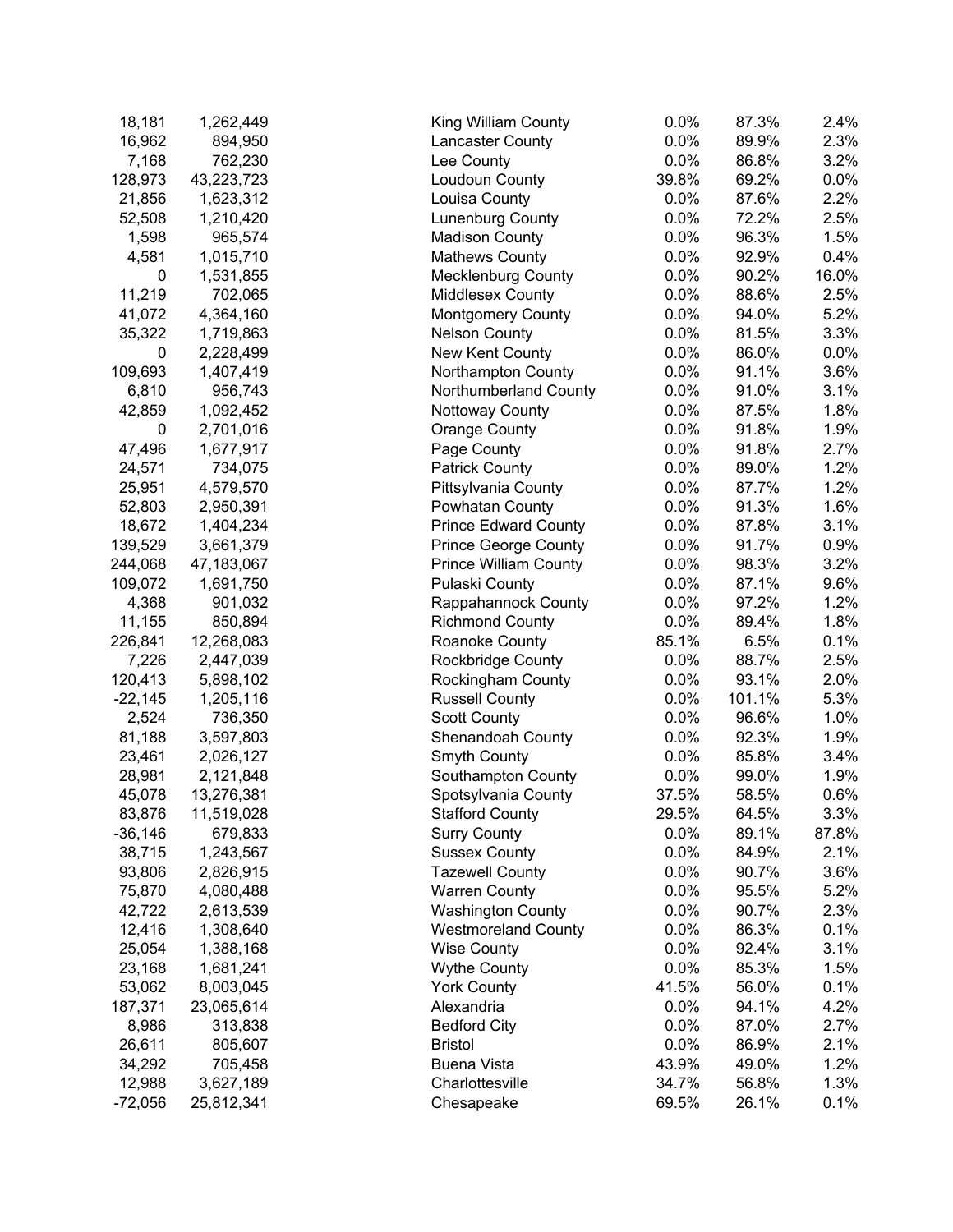| | | | | | |
|---|---|---|---|---|---|
| 18,181 | 1,262,449 | King William County | 0.0% | 87.3% | 2.4% |
| 16,962 | 894,950 | Lancaster County | 0.0% | 89.9% | 2.3% |
| 7,168 | 762,230 | Lee County | 0.0% | 86.8% | 3.2% |
| 128,973 | 43,223,723 | Loudoun County | 39.8% | 69.2% | 0.0% |
| 21,856 | 1,623,312 | Louisa County | 0.0% | 87.6% | 2.2% |
| 52,508 | 1,210,420 | Lunenburg County | 0.0% | 72.2% | 2.5% |
| 1,598 | 965,574 | Madison County | 0.0% | 96.3% | 1.5% |
| 4,581 | 1,015,710 | Mathews County | 0.0% | 92.9% | 0.4% |
| 0 | 1,531,855 | Mecklenburg County | 0.0% | 90.2% | 16.0% |
| 11,219 | 702,065 | Middlesex County | 0.0% | 88.6% | 2.5% |
| 41,072 | 4,364,160 | Montgomery County | 0.0% | 94.0% | 5.2% |
| 35,322 | 1,719,863 | Nelson County | 0.0% | 81.5% | 3.3% |
| 0 | 2,228,499 | New Kent County | 0.0% | 86.0% | 0.0% |
| 109,693 | 1,407,419 | Northampton County | 0.0% | 91.1% | 3.6% |
| 6,810 | 956,743 | Northumberland County | 0.0% | 91.0% | 3.1% |
| 42,859 | 1,092,452 | Nottoway County | 0.0% | 87.5% | 1.8% |
| 0 | 2,701,016 | Orange County | 0.0% | 91.8% | 1.9% |
| 47,496 | 1,677,917 | Page County | 0.0% | 91.8% | 2.7% |
| 24,571 | 734,075 | Patrick County | 0.0% | 89.0% | 1.2% |
| 25,951 | 4,579,570 | Pittsylvania County | 0.0% | 87.7% | 1.2% |
| 52,803 | 2,950,391 | Powhatan County | 0.0% | 91.3% | 1.6% |
| 18,672 | 1,404,234 | Prince Edward County | 0.0% | 87.8% | 3.1% |
| 139,529 | 3,661,379 | Prince George County | 0.0% | 91.7% | 0.9% |
| 244,068 | 47,183,067 | Prince William County | 0.0% | 98.3% | 3.2% |
| 109,072 | 1,691,750 | Pulaski County | 0.0% | 87.1% | 9.6% |
| 4,368 | 901,032 | Rappahannock County | 0.0% | 97.2% | 1.2% |
| 11,155 | 850,894 | Richmond County | 0.0% | 89.4% | 1.8% |
| 226,841 | 12,268,083 | Roanoke County | 85.1% | 6.5% | 0.1% |
| 7,226 | 2,447,039 | Rockbridge County | 0.0% | 88.7% | 2.5% |
| 120,413 | 5,898,102 | Rockingham County | 0.0% | 93.1% | 2.0% |
| -22,145 | 1,205,116 | Russell County | 0.0% | 101.1% | 5.3% |
| 2,524 | 736,350 | Scott County | 0.0% | 96.6% | 1.0% |
| 81,188 | 3,597,803 | Shenandoah County | 0.0% | 92.3% | 1.9% |
| 23,461 | 2,026,127 | Smyth County | 0.0% | 85.8% | 3.4% |
| 28,981 | 2,121,848 | Southampton County | 0.0% | 99.0% | 1.9% |
| 45,078 | 13,276,381 | Spotsylvania County | 37.5% | 58.5% | 0.6% |
| 83,876 | 11,519,028 | Stafford County | 29.5% | 64.5% | 3.3% |
| -36,146 | 679,833 | Surry County | 0.0% | 89.1% | 87.8% |
| 38,715 | 1,243,567 | Sussex County | 0.0% | 84.9% | 2.1% |
| 93,806 | 2,826,915 | Tazewell County | 0.0% | 90.7% | 3.6% |
| 75,870 | 4,080,488 | Warren County | 0.0% | 95.5% | 5.2% |
| 42,722 | 2,613,539 | Washington County | 0.0% | 90.7% | 2.3% |
| 12,416 | 1,308,640 | Westmoreland County | 0.0% | 86.3% | 0.1% |
| 25,054 | 1,388,168 | Wise County | 0.0% | 92.4% | 3.1% |
| 23,168 | 1,681,241 | Wythe County | 0.0% | 85.3% | 1.5% |
| 53,062 | 8,003,045 | York County | 41.5% | 56.0% | 0.1% |
| 187,371 | 23,065,614 | Alexandria | 0.0% | 94.1% | 4.2% |
| 8,986 | 313,838 | Bedford City | 0.0% | 87.0% | 2.7% |
| 26,611 | 805,607 | Bristol | 0.0% | 86.9% | 2.1% |
| 34,292 | 705,458 | Buena Vista | 43.9% | 49.0% | 1.2% |
| 12,988 | 3,627,189 | Charlottesville | 34.7% | 56.8% | 1.3% |
| -72,056 | 25,812,341 | Chesapeake | 69.5% | 26.1% | 0.1% |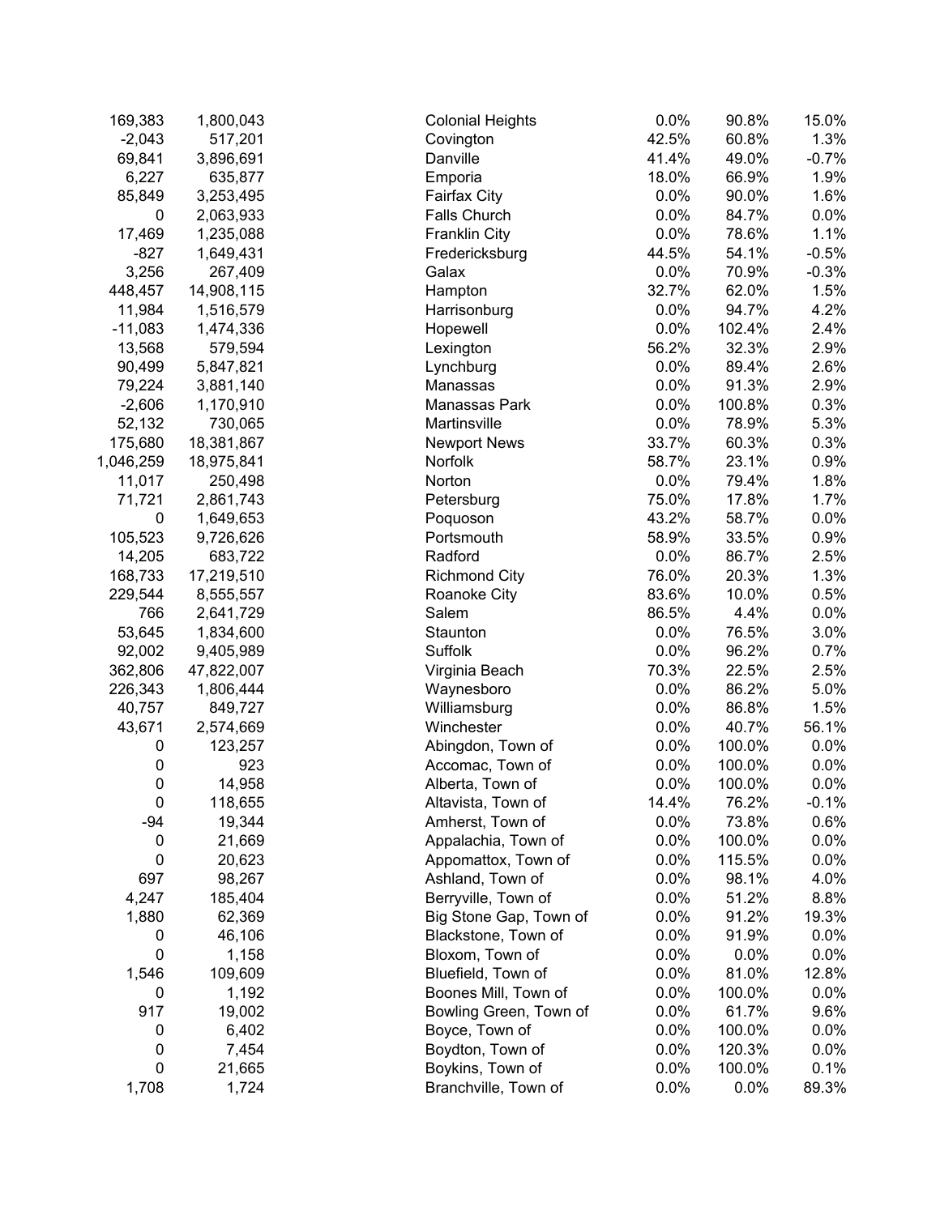| | | | | | |
|---|---|---|---|---|---|
| 169,383 | 1,800,043 | Colonial Heights | 0.0% | 90.8% | 15.0% |
| -2,043 | 517,201 | Covington | 42.5% | 60.8% | 1.3% |
| 69,841 | 3,896,691 | Danville | 41.4% | 49.0% | -0.7% |
| 6,227 | 635,877 | Emporia | 18.0% | 66.9% | 1.9% |
| 85,849 | 3,253,495 | Fairfax City | 0.0% | 90.0% | 1.6% |
| 0 | 2,063,933 | Falls Church | 0.0% | 84.7% | 0.0% |
| 17,469 | 1,235,088 | Franklin City | 0.0% | 78.6% | 1.1% |
| -827 | 1,649,431 | Fredericksburg | 44.5% | 54.1% | -0.5% |
| 3,256 | 267,409 | Galax | 0.0% | 70.9% | -0.3% |
| 448,457 | 14,908,115 | Hampton | 32.7% | 62.0% | 1.5% |
| 11,984 | 1,516,579 | Harrisonburg | 0.0% | 94.7% | 4.2% |
| -11,083 | 1,474,336 | Hopewell | 0.0% | 102.4% | 2.4% |
| 13,568 | 579,594 | Lexington | 56.2% | 32.3% | 2.9% |
| 90,499 | 5,847,821 | Lynchburg | 0.0% | 89.4% | 2.6% |
| 79,224 | 3,881,140 | Manassas | 0.0% | 91.3% | 2.9% |
| -2,606 | 1,170,910 | Manassas Park | 0.0% | 100.8% | 0.3% |
| 52,132 | 730,065 | Martinsville | 0.0% | 78.9% | 5.3% |
| 175,680 | 18,381,867 | Newport News | 33.7% | 60.3% | 0.3% |
| 1,046,259 | 18,975,841 | Norfolk | 58.7% | 23.1% | 0.9% |
| 11,017 | 250,498 | Norton | 0.0% | 79.4% | 1.8% |
| 71,721 | 2,861,743 | Petersburg | 75.0% | 17.8% | 1.7% |
| 0 | 1,649,653 | Poquoson | 43.2% | 58.7% | 0.0% |
| 105,523 | 9,726,626 | Portsmouth | 58.9% | 33.5% | 0.9% |
| 14,205 | 683,722 | Radford | 0.0% | 86.7% | 2.5% |
| 168,733 | 17,219,510 | Richmond City | 76.0% | 20.3% | 1.3% |
| 229,544 | 8,555,557 | Roanoke City | 83.6% | 10.0% | 0.5% |
| 766 | 2,641,729 | Salem | 86.5% | 4.4% | 0.0% |
| 53,645 | 1,834,600 | Staunton | 0.0% | 76.5% | 3.0% |
| 92,002 | 9,405,989 | Suffolk | 0.0% | 96.2% | 0.7% |
| 362,806 | 47,822,007 | Virginia Beach | 70.3% | 22.5% | 2.5% |
| 226,343 | 1,806,444 | Waynesboro | 0.0% | 86.2% | 5.0% |
| 40,757 | 849,727 | Williamsburg | 0.0% | 86.8% | 1.5% |
| 43,671 | 2,574,669 | Winchester | 0.0% | 40.7% | 56.1% |
| 0 | 123,257 | Abingdon, Town of | 0.0% | 100.0% | 0.0% |
| 0 | 923 | Accomac, Town of | 0.0% | 100.0% | 0.0% |
| 0 | 14,958 | Alberta, Town of | 0.0% | 100.0% | 0.0% |
| 0 | 118,655 | Altavista, Town of | 14.4% | 76.2% | -0.1% |
| -94 | 19,344 | Amherst, Town of | 0.0% | 73.8% | 0.6% |
| 0 | 21,669 | Appalachia, Town of | 0.0% | 100.0% | 0.0% |
| 0 | 20,623 | Appomattox, Town of | 0.0% | 115.5% | 0.0% |
| 697 | 98,267 | Ashland, Town of | 0.0% | 98.1% | 4.0% |
| 4,247 | 185,404 | Berryville, Town of | 0.0% | 51.2% | 8.8% |
| 1,880 | 62,369 | Big Stone Gap, Town of | 0.0% | 91.2% | 19.3% |
| 0 | 46,106 | Blackstone, Town of | 0.0% | 91.9% | 0.0% |
| 0 | 1,158 | Bloxom, Town of | 0.0% | 0.0% | 0.0% |
| 1,546 | 109,609 | Bluefield, Town of | 0.0% | 81.0% | 12.8% |
| 0 | 1,192 | Boones Mill, Town of | 0.0% | 100.0% | 0.0% |
| 917 | 19,002 | Bowling Green, Town of | 0.0% | 61.7% | 9.6% |
| 0 | 6,402 | Boyce, Town of | 0.0% | 100.0% | 0.0% |
| 0 | 7,454 | Boydton, Town of | 0.0% | 120.3% | 0.0% |
| 0 | 21,665 | Boykins, Town of | 0.0% | 100.0% | 0.1% |
| 1,708 | 1,724 | Branchville, Town of | 0.0% | 0.0% | 89.3% |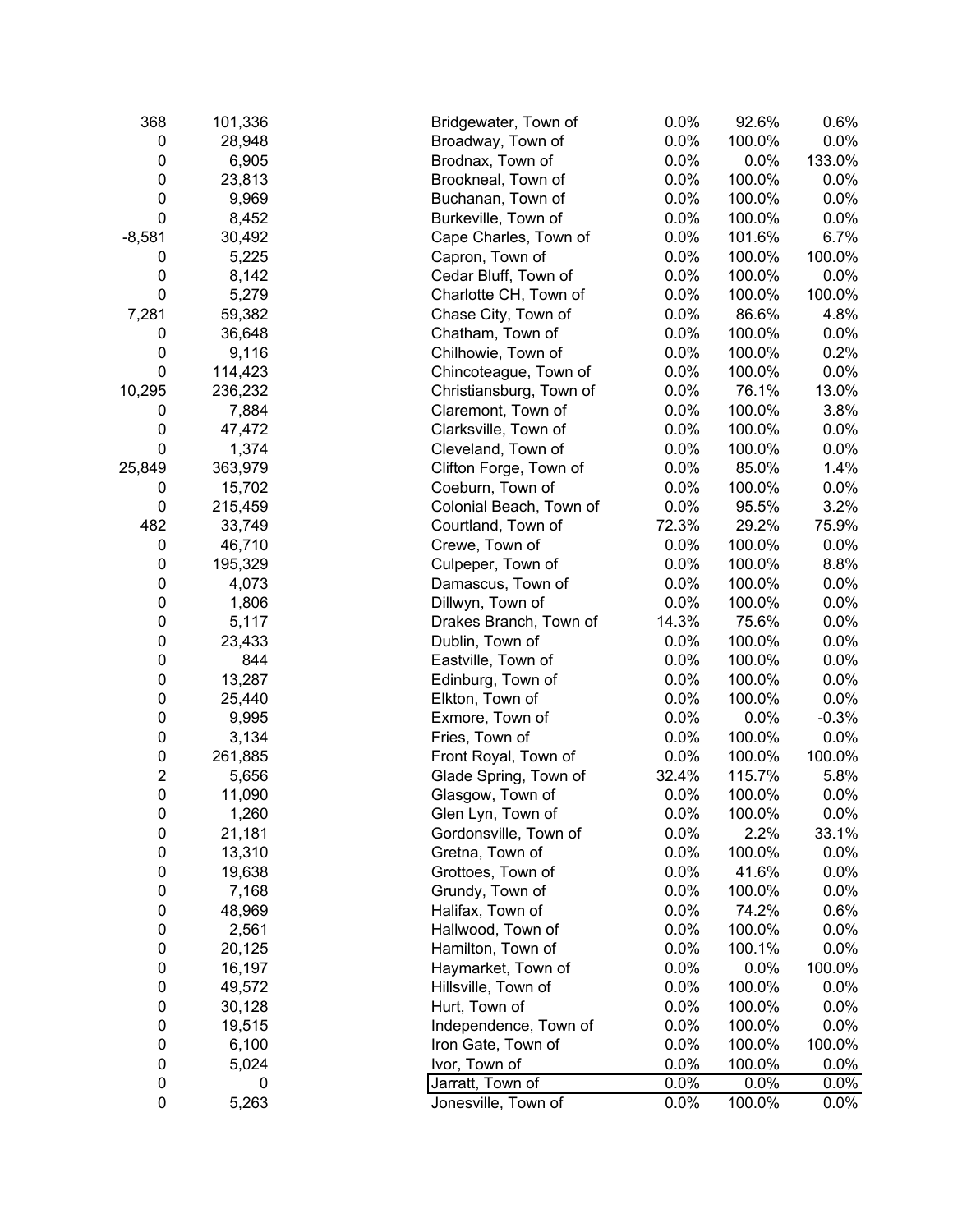| | | | | | |
|---|---|---|---|---|---|
| 368 | 101,336 | Bridgewater, Town of | 0.0% | 92.6% | 0.6% |
| 0 | 28,948 | Broadway, Town of | 0.0% | 100.0% | 0.0% |
| 0 | 6,905 | Brodnax, Town of | 0.0% | 0.0% | 133.0% |
| 0 | 23,813 | Brookneal, Town of | 0.0% | 100.0% | 0.0% |
| 0 | 9,969 | Buchanan, Town of | 0.0% | 100.0% | 0.0% |
| 0 | 8,452 | Burkeville, Town of | 0.0% | 100.0% | 0.0% |
| -8,581 | 30,492 | Cape Charles, Town of | 0.0% | 101.6% | 6.7% |
| 0 | 5,225 | Capron, Town of | 0.0% | 100.0% | 100.0% |
| 0 | 8,142 | Cedar Bluff, Town of | 0.0% | 100.0% | 0.0% |
| 0 | 5,279 | Charlotte CH, Town of | 0.0% | 100.0% | 100.0% |
| 7,281 | 59,382 | Chase City, Town of | 0.0% | 86.6% | 4.8% |
| 0 | 36,648 | Chatham, Town of | 0.0% | 100.0% | 0.0% |
| 0 | 9,116 | Chilhowie, Town of | 0.0% | 100.0% | 0.2% |
| 0 | 114,423 | Chincoteague, Town of | 0.0% | 100.0% | 0.0% |
| 10,295 | 236,232 | Christiansburg, Town of | 0.0% | 76.1% | 13.0% |
| 0 | 7,884 | Claremont, Town of | 0.0% | 100.0% | 3.8% |
| 0 | 47,472 | Clarksville, Town of | 0.0% | 100.0% | 0.0% |
| 0 | 1,374 | Cleveland, Town of | 0.0% | 100.0% | 0.0% |
| 25,849 | 363,979 | Clifton Forge, Town of | 0.0% | 85.0% | 1.4% |
| 0 | 15,702 | Coeburn, Town of | 0.0% | 100.0% | 0.0% |
| 0 | 215,459 | Colonial Beach, Town of | 0.0% | 95.5% | 3.2% |
| 482 | 33,749 | Courtland, Town of | 72.3% | 29.2% | 75.9% |
| 0 | 46,710 | Crewe, Town of | 0.0% | 100.0% | 0.0% |
| 0 | 195,329 | Culpeper, Town of | 0.0% | 100.0% | 8.8% |
| 0 | 4,073 | Damascus, Town of | 0.0% | 100.0% | 0.0% |
| 0 | 1,806 | Dillwyn, Town of | 0.0% | 100.0% | 0.0% |
| 0 | 5,117 | Drakes Branch, Town of | 14.3% | 75.6% | 0.0% |
| 0 | 23,433 | Dublin, Town of | 0.0% | 100.0% | 0.0% |
| 0 | 844 | Eastville, Town of | 0.0% | 100.0% | 0.0% |
| 0 | 13,287 | Edinburg, Town of | 0.0% | 100.0% | 0.0% |
| 0 | 25,440 | Elkton, Town of | 0.0% | 100.0% | 0.0% |
| 0 | 9,995 | Exmore, Town of | 0.0% | 0.0% | -0.3% |
| 0 | 3,134 | Fries, Town of | 0.0% | 100.0% | 0.0% |
| 0 | 261,885 | Front Royal, Town of | 0.0% | 100.0% | 100.0% |
| 2 | 5,656 | Glade Spring, Town of | 32.4% | 115.7% | 5.8% |
| 0 | 11,090 | Glasgow, Town of | 0.0% | 100.0% | 0.0% |
| 0 | 1,260 | Glen Lyn, Town of | 0.0% | 100.0% | 0.0% |
| 0 | 21,181 | Gordonsville, Town of | 0.0% | 2.2% | 33.1% |
| 0 | 13,310 | Gretna, Town of | 0.0% | 100.0% | 0.0% |
| 0 | 19,638 | Grottoes, Town of | 0.0% | 41.6% | 0.0% |
| 0 | 7,168 | Grundy, Town of | 0.0% | 100.0% | 0.0% |
| 0 | 48,969 | Halifax, Town of | 0.0% | 74.2% | 0.6% |
| 0 | 2,561 | Hallwood, Town of | 0.0% | 100.0% | 0.0% |
| 0 | 20,125 | Hamilton, Town of | 0.0% | 100.1% | 0.0% |
| 0 | 16,197 | Haymarket, Town of | 0.0% | 0.0% | 100.0% |
| 0 | 49,572 | Hillsville, Town of | 0.0% | 100.0% | 0.0% |
| 0 | 30,128 | Hurt, Town of | 0.0% | 100.0% | 0.0% |
| 0 | 19,515 | Independence, Town of | 0.0% | 100.0% | 0.0% |
| 0 | 6,100 | Iron Gate, Town of | 0.0% | 100.0% | 100.0% |
| 0 | 5,024 | Ivor, Town of | 0.0% | 100.0% | 0.0% |
| 0 | 0 | Jarratt, Town of | 0.0% | 0.0% | 0.0% |
| 0 | 5,263 | Jonesville, Town of | 0.0% | 100.0% | 0.0% |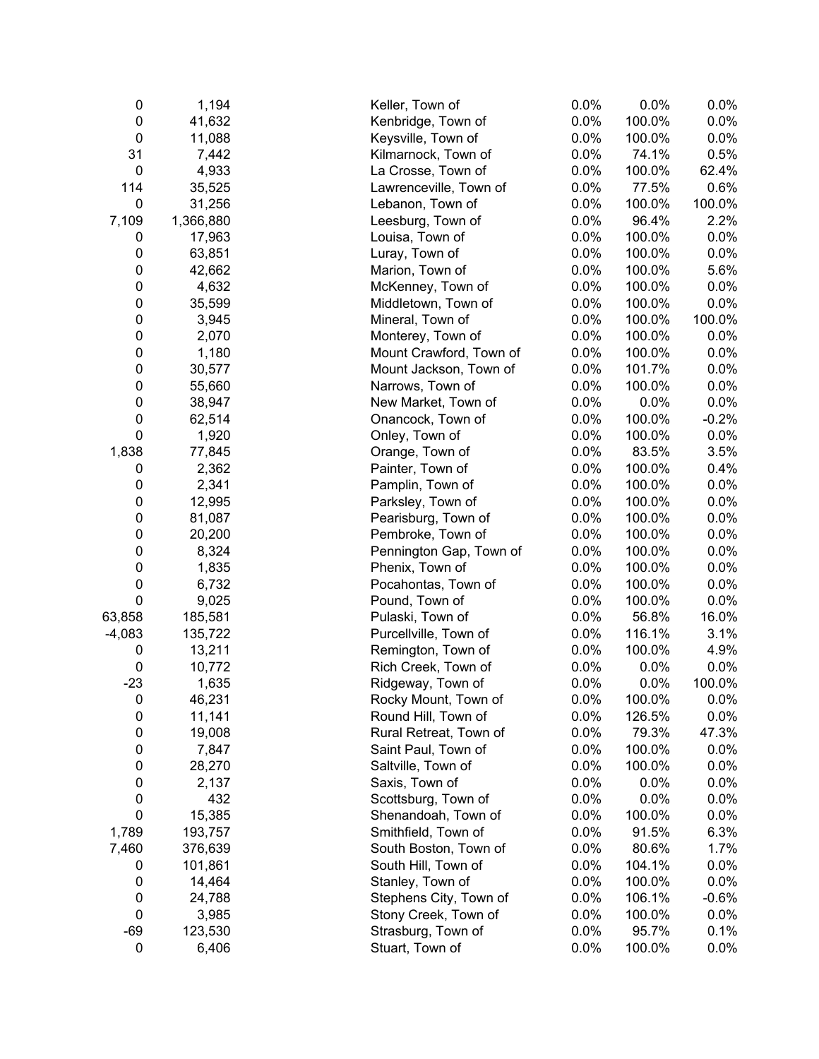| | | | | | |
|---|---|---|---|---|---|
| 0 | 1,194 | Keller, Town of | 0.0% | 0.0% | 0.0% |
| 0 | 41,632 | Kenbridge, Town of | 0.0% | 100.0% | 0.0% |
| 0 | 11,088 | Keysville, Town of | 0.0% | 100.0% | 0.0% |
| 31 | 7,442 | Kilmarnock, Town of | 0.0% | 74.1% | 0.5% |
| 0 | 4,933 | La Crosse, Town of | 0.0% | 100.0% | 62.4% |
| 114 | 35,525 | Lawrenceville, Town of | 0.0% | 77.5% | 0.6% |
| 0 | 31,256 | Lebanon, Town of | 0.0% | 100.0% | 100.0% |
| 7,109 | 1,366,880 | Leesburg, Town of | 0.0% | 96.4% | 2.2% |
| 0 | 17,963 | Louisa, Town of | 0.0% | 100.0% | 0.0% |
| 0 | 63,851 | Luray, Town of | 0.0% | 100.0% | 0.0% |
| 0 | 42,662 | Marion, Town of | 0.0% | 100.0% | 5.6% |
| 0 | 4,632 | McKenney, Town of | 0.0% | 100.0% | 0.0% |
| 0 | 35,599 | Middletown, Town of | 0.0% | 100.0% | 0.0% |
| 0 | 3,945 | Mineral, Town of | 0.0% | 100.0% | 100.0% |
| 0 | 2,070 | Monterey, Town of | 0.0% | 100.0% | 0.0% |
| 0 | 1,180 | Mount Crawford, Town of | 0.0% | 100.0% | 0.0% |
| 0 | 30,577 | Mount Jackson, Town of | 0.0% | 101.7% | 0.0% |
| 0 | 55,660 | Narrows, Town of | 0.0% | 100.0% | 0.0% |
| 0 | 38,947 | New Market, Town of | 0.0% | 0.0% | 0.0% |
| 0 | 62,514 | Onancock, Town of | 0.0% | 100.0% | -0.2% |
| 0 | 1,920 | Onley, Town of | 0.0% | 100.0% | 0.0% |
| 1,838 | 77,845 | Orange, Town of | 0.0% | 83.5% | 3.5% |
| 0 | 2,362 | Painter, Town of | 0.0% | 100.0% | 0.4% |
| 0 | 2,341 | Pamplin, Town of | 0.0% | 100.0% | 0.0% |
| 0 | 12,995 | Parksley, Town of | 0.0% | 100.0% | 0.0% |
| 0 | 81,087 | Pearisburg, Town of | 0.0% | 100.0% | 0.0% |
| 0 | 20,200 | Pembroke, Town of | 0.0% | 100.0% | 0.0% |
| 0 | 8,324 | Pennington Gap, Town of | 0.0% | 100.0% | 0.0% |
| 0 | 1,835 | Phenix, Town of | 0.0% | 100.0% | 0.0% |
| 0 | 6,732 | Pocahontas, Town of | 0.0% | 100.0% | 0.0% |
| 0 | 9,025 | Pound, Town of | 0.0% | 100.0% | 0.0% |
| 63,858 | 185,581 | Pulaski, Town of | 0.0% | 56.8% | 16.0% |
| -4,083 | 135,722 | Purcellville, Town of | 0.0% | 116.1% | 3.1% |
| 0 | 13,211 | Remington, Town of | 0.0% | 100.0% | 4.9% |
| 0 | 10,772 | Rich Creek, Town of | 0.0% | 0.0% | 0.0% |
| -23 | 1,635 | Ridgeway, Town of | 0.0% | 0.0% | 100.0% |
| 0 | 46,231 | Rocky Mount, Town of | 0.0% | 100.0% | 0.0% |
| 0 | 11,141 | Round Hill, Town of | 0.0% | 126.5% | 0.0% |
| 0 | 19,008 | Rural Retreat, Town of | 0.0% | 79.3% | 47.3% |
| 0 | 7,847 | Saint Paul, Town of | 0.0% | 100.0% | 0.0% |
| 0 | 28,270 | Saltville, Town of | 0.0% | 100.0% | 0.0% |
| 0 | 2,137 | Saxis, Town of | 0.0% | 0.0% | 0.0% |
| 0 | 432 | Scottsburg, Town of | 0.0% | 0.0% | 0.0% |
| 0 | 15,385 | Shenandoah, Town of | 0.0% | 100.0% | 0.0% |
| 1,789 | 193,757 | Smithfield, Town of | 0.0% | 91.5% | 6.3% |
| 7,460 | 376,639 | South Boston, Town of | 0.0% | 80.6% | 1.7% |
| 0 | 101,861 | South Hill, Town of | 0.0% | 104.1% | 0.0% |
| 0 | 14,464 | Stanley, Town of | 0.0% | 100.0% | 0.0% |
| 0 | 24,788 | Stephens City, Town of | 0.0% | 106.1% | -0.6% |
| 0 | 3,985 | Stony Creek, Town of | 0.0% | 100.0% | 0.0% |
| -69 | 123,530 | Strasburg, Town of | 0.0% | 95.7% | 0.1% |
| 0 | 6,406 | Stuart, Town of | 0.0% | 100.0% | 0.0% |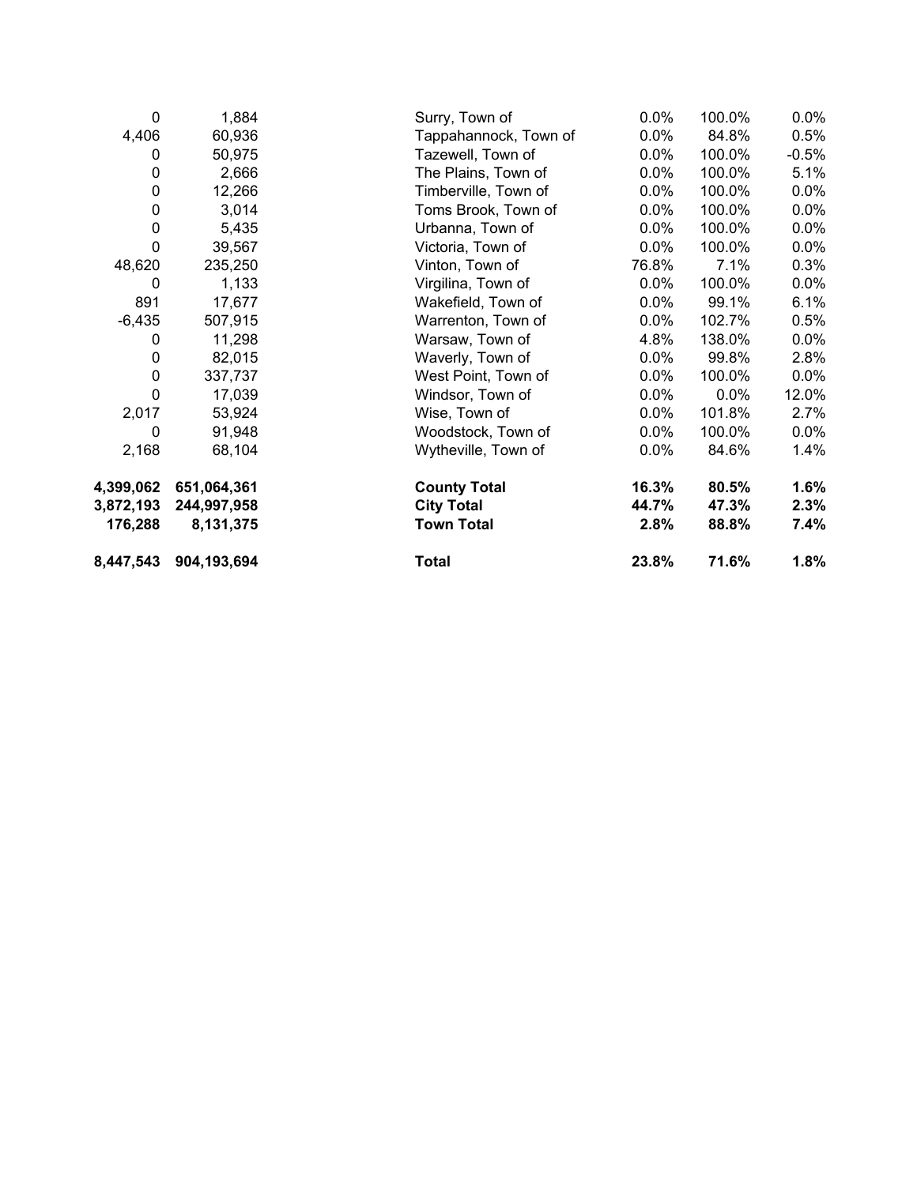| | | | | | |
|---|---|---|---|---|---|
| 0 | 1,884 | Surry, Town of | 0.0% | 100.0% | 0.0% |
| 4,406 | 60,936 | Tappahannock, Town of | 0.0% | 84.8% | 0.5% |
| 0 | 50,975 | Tazewell, Town of | 0.0% | 100.0% | -0.5% |
| 0 | 2,666 | The Plains, Town of | 0.0% | 100.0% | 5.1% |
| 0 | 12,266 | Timberville, Town of | 0.0% | 100.0% | 0.0% |
| 0 | 3,014 | Toms Brook, Town of | 0.0% | 100.0% | 0.0% |
| 0 | 5,435 | Urbanna, Town of | 0.0% | 100.0% | 0.0% |
| 0 | 39,567 | Victoria, Town of | 0.0% | 100.0% | 0.0% |
| 48,620 | 235,250 | Vinton, Town of | 76.8% | 7.1% | 0.3% |
| 0 | 1,133 | Virgilina, Town of | 0.0% | 100.0% | 0.0% |
| 891 | 17,677 | Wakefield, Town of | 0.0% | 99.1% | 6.1% |
| -6,435 | 507,915 | Warrenton, Town of | 0.0% | 102.7% | 0.5% |
| 0 | 11,298 | Warsaw, Town of | 4.8% | 138.0% | 0.0% |
| 0 | 82,015 | Waverly, Town of | 0.0% | 99.8% | 2.8% |
| 0 | 337,737 | West Point, Town of | 0.0% | 100.0% | 0.0% |
| 0 | 17,039 | Windsor, Town of | 0.0% | 0.0% | 12.0% |
| 2,017 | 53,924 | Wise, Town of | 0.0% | 101.8% | 2.7% |
| 0 | 91,948 | Woodstock, Town of | 0.0% | 100.0% | 0.0% |
| 2,168 | 68,104 | Wytheville, Town of | 0.0% | 84.6% | 1.4% |
| **4,399,062** | **651,064,361** | **County Total** | **16.3%** | **80.5%** | **1.6%** |
| **3,872,193** | **244,997,958** | **City Total** | **44.7%** | **47.3%** | **2.3%** |
| **176,288** | **8,131,375** | **Town Total** | **2.8%** | **88.8%** | **7.4%** |
| **8,447,543** | **904,193,694** | **Total** | **23.8%** | **71.6%** | **1.8%** |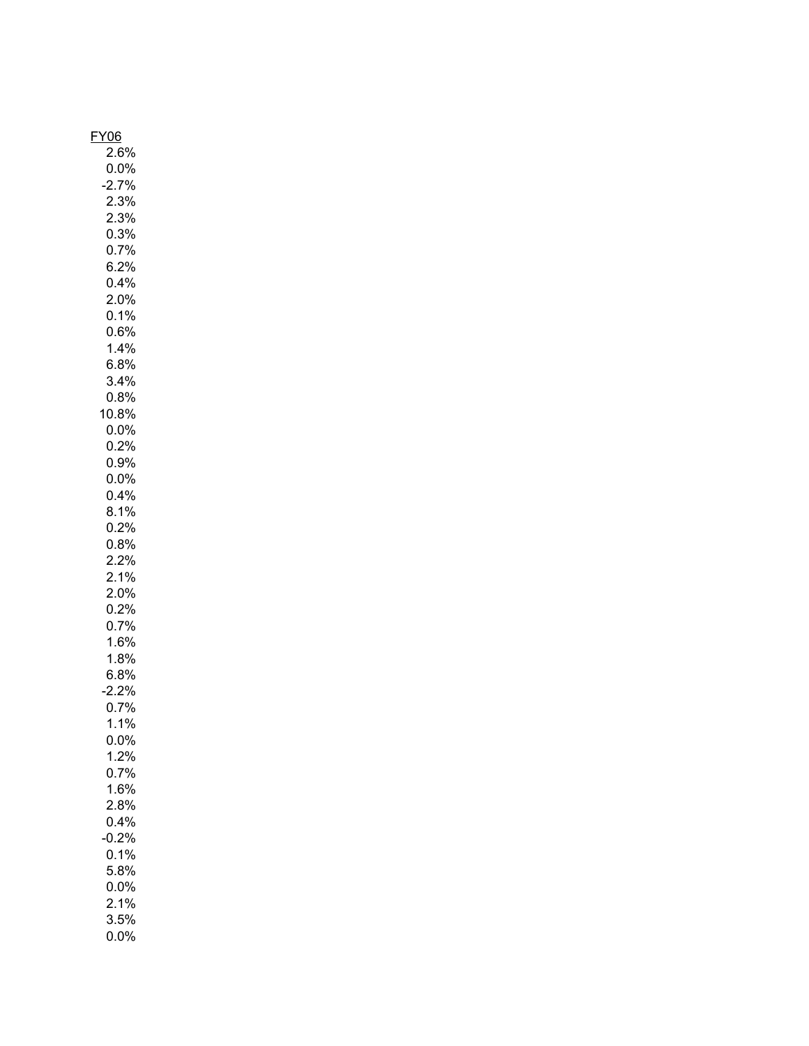| FY06 |
| ---: |
| 2.6% |
| 0.0% |
| -2.7% |
| 2.3% |
| 2.3% |
| 0.3% |
| 0.7% |
| 6.2% |
| 0.4% |
| 2.0% |
| 0.1% |
| 0.6% |
| 1.4% |
| 6.8% |
| 3.4% |
| 0.8% |
| 10.8% |
| 0.0% |
| 0.2% |
| 0.9% |
| 0.0% |
| 0.4% |
| 8.1% |
| 0.2% |
| 0.8% |
| 2.2% |
| 2.1% |
| 2.0% |
| 0.2% |
| 0.7% |
| 1.6% |
| 1.8% |
| 6.8% |
| -2.2% |
| 0.7% |
| 1.1% |
| 0.0% |
| 1.2% |
| 0.7% |
| 1.6% |
| 2.8% |
| 0.4% |
| -0.2% |
| 0.1% |
| 5.8% |
| 0.0% |
| 2.1% |
| 3.5% |
| 0.0% |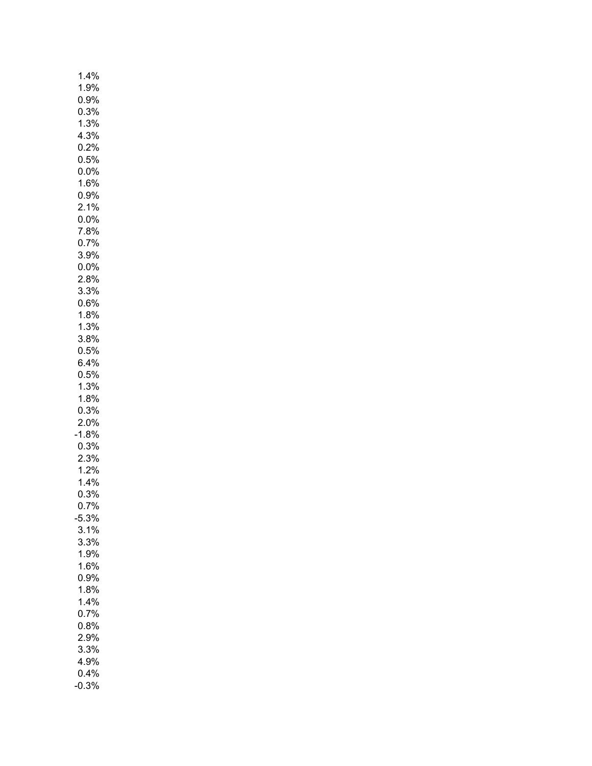1.4%
1.9%
0.9%
0.3%
1.3%
4.3%
0.2%
0.5%
0.0%
1.6%
0.9%
2.1%
0.0%
7.8%
0.7%
3.9%
0.0%
2.8%
3.3%
0.6%
1.8%
1.3%
3.8%
0.5%
6.4%
0.5%
1.3%
1.8%
0.3%
2.0%
-1.8%
0.3%
2.3%
1.2%
1.4%
0.3%
0.7%
-5.3%
3.1%
3.3%
1.9%
1.6%
0.9%
1.8%
1.4%
0.7%
0.8%
2.9%
3.3%
4.9%
0.4%
-0.3%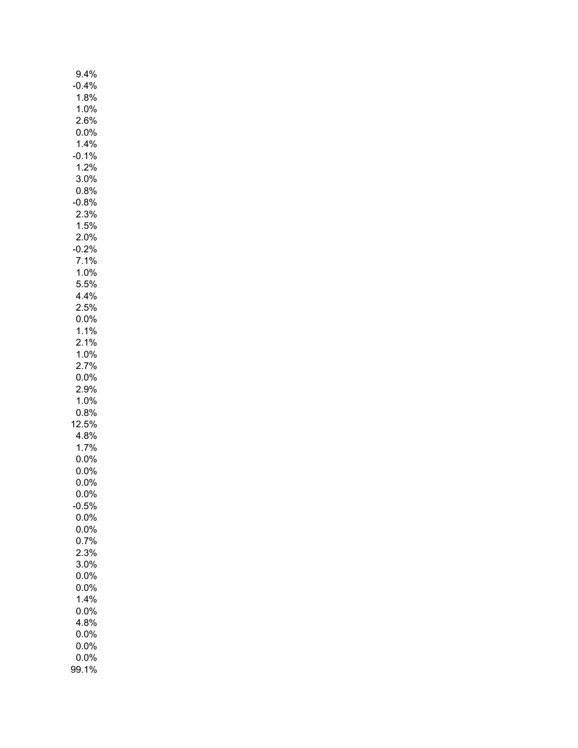9.4%
-0.4%
1.8%
1.0%
2.6%
0.0%
1.4%
-0.1%
1.2%
3.0%
0.8%
-0.8%
2.3%
1.5%
2.0%
-0.2%
7.1%
1.0%
5.5%
4.4%
2.5%
0.0%
1.1%
2.1%
1.0%
2.7%
0.0%
2.9%
1.0%
0.8%
12.5%
4.8%
1.7%
0.0%
0.0%
0.0%
0.0%
-0.5%
0.0%
0.0%
0.7%
2.3%
3.0%
0.0%
0.0%
1.4%
0.0%
4.8%
0.0%
0.0%
0.0%
99.1%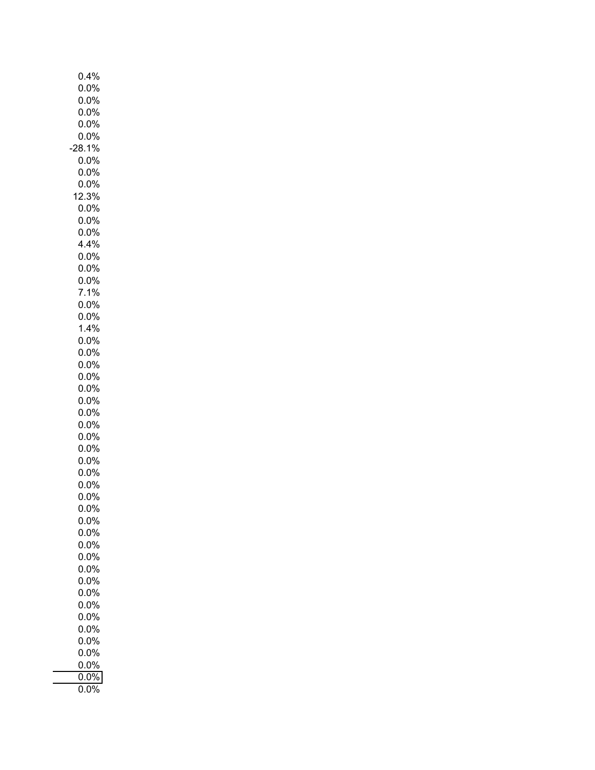0.4%
0.0%
0.0%
0.0%
0.0%
0.0%
-28.1%
0.0%
0.0%
0.0%
12.3%
0.0%
0.0%
0.0%
4.4%
0.0%
0.0%
0.0%
7.1%
0.0%
0.0%
1.4%
0.0%
0.0%
0.0%
0.0%
0.0%
0.0%
0.0%
0.0%
0.0%
0.0%
0.0%
0.0%
0.0%
0.0%
0.0%
0.0%
0.0%
0.0%
0.0%
0.0%
0.0%
0.0%
0.0%
0.0%
0.0%
0.0%
0.0%
0.0%
0.0%
0.0%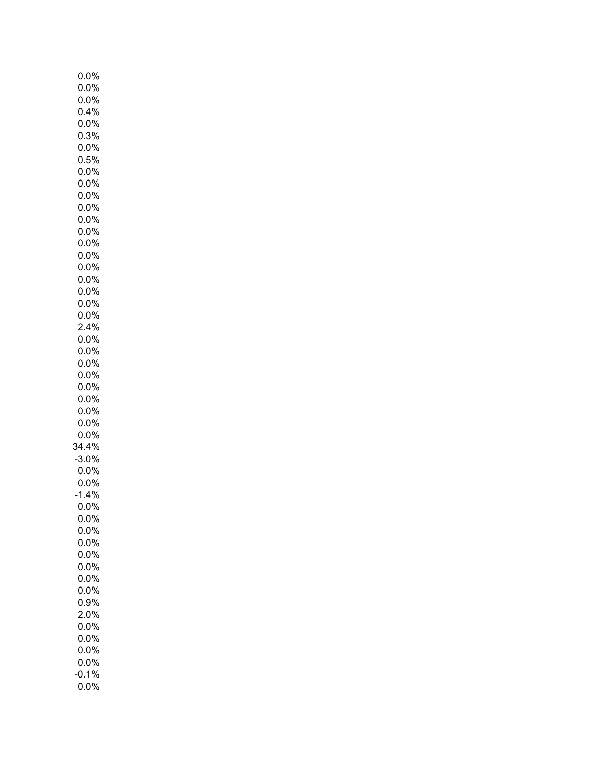0.0%
0.0%
0.0%
0.4%
0.0%
0.3%
0.0%
0.5%
0.0%
0.0%
0.0%
0.0%
0.0%
0.0%
0.0%
0.0%
0.0%
0.0%
0.0%
0.0%
0.0%
2.4%
0.0%
0.0%
0.0%
0.0%
0.0%
0.0%
0.0%
0.0%
0.0%
34.4%
-3.0%
0.0%
0.0%
-1.4%
0.0%
0.0%
0.0%
0.0%
0.0%
0.0%
0.0%
0.0%
0.9%
2.0%
0.0%
0.0%
0.0%
0.0%
-0.1%
0.0%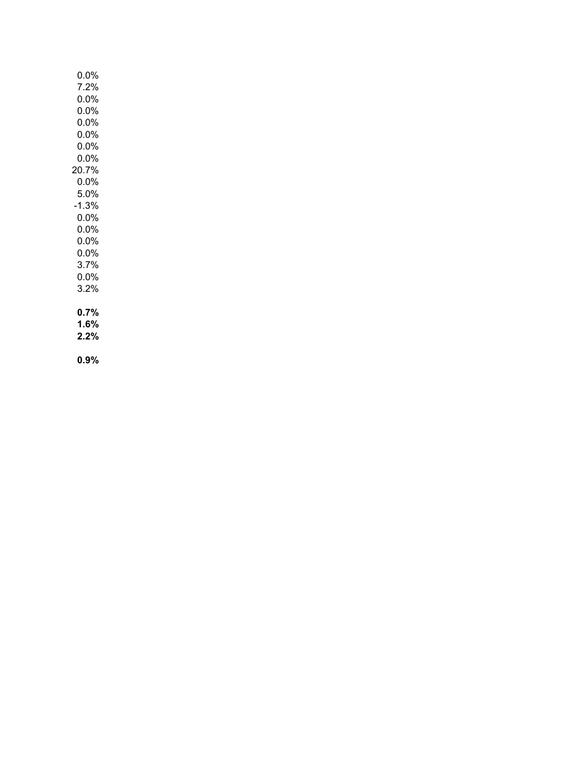| |
|---|
| 0.0% |
| 7.2% |
| 0.0% |
| 0.0% |
| 0.0% |
| 0.0% |
| 0.0% |
| 0.0% |
| 20.7% |
| 0.0% |
| 5.0% |
| -1.3% |
| 0.0% |
| 0.0% |
| 0.0% |
| 0.0% |
| 3.7% |
| 0.0% |
| 3.2% |
| |
| **0.7%** |
| **1.6%** |
| **2.2%** |
| |
| **0.9%** |